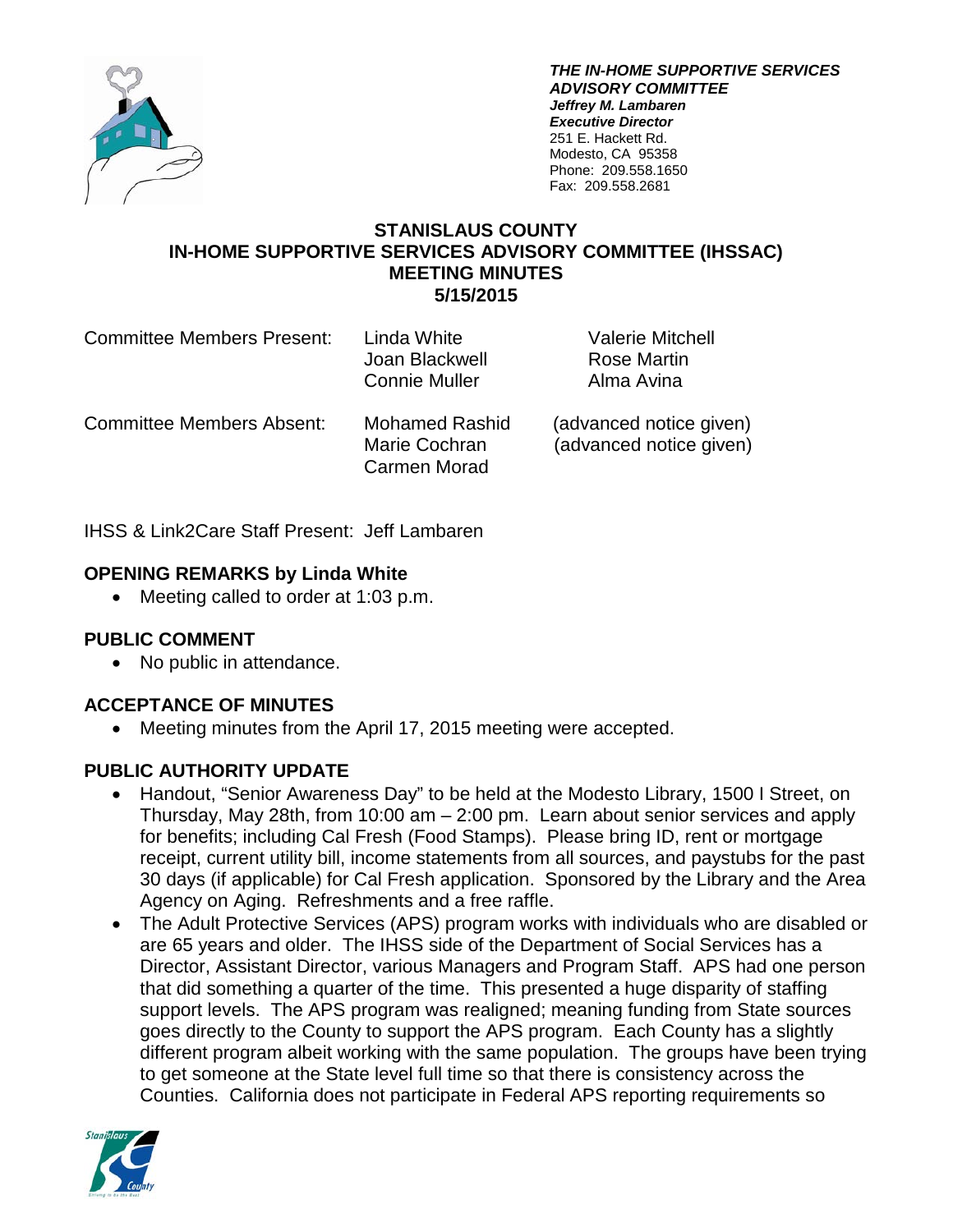***THE IN-HOME SUPPORTIVE SERVICES ADVISORY COMMITTEE***
***Jeffrey M. Lambaren***
***Executive Director***
251 E. Hackett Rd.
Modesto, CA 95358
Phone: 209.558.1650
Fax: 209.558.2681

# STANISLAUS COUNTY
# IN-HOME SUPPORTIVE SERVICES ADVISORY COMMITTEE (IHSSAC)
# MEETING MINUTES
# 5/15/2015

| | | |
|---|---|---|
| Committee Members Present: | Linda White | Valerie Mitchell |
| | Joan Blackwell | Rose Martin |
| | Connie Muller | Alma Avina |

| | | |
|---|---|---|
| Committee Members Absent: | Mohamed Rashid | (advanced notice given) |
| | Marie Cochran | (advanced notice given) |
| | Carmen Morad | |

IHSS & Link2Care Staff Present: Jeff Lambaren

## OPENING REMARKS by Linda White

- Meeting called to order at 1:03 p.m.

## PUBLIC COMMENT

- No public in attendance.

## ACCEPTANCE OF MINUTES

- Meeting minutes from the April 17, 2015 meeting were accepted.

## PUBLIC AUTHORITY UPDATE

- Handout, "Senior Awareness Day" to be held at the Modesto Library, 1500 I Street, on Thursday, May 28th, from 10:00 am – 2:00 pm. Learn about senior services and apply for benefits; including Cal Fresh (Food Stamps). Please bring ID, rent or mortgage receipt, current utility bill, income statements from all sources, and paystubs for the past 30 days (if applicable) for Cal Fresh application. Sponsored by the Library and the Area Agency on Aging. Refreshments and a free raffle.
- The Adult Protective Services (APS) program works with individuals who are disabled or are 65 years and older. The IHSS side of the Department of Social Services has a Director, Assistant Director, various Managers and Program Staff. APS had one person that did something a quarter of the time. This presented a huge disparity of staffing support levels. The APS program was realigned; meaning funding from State sources goes directly to the County to support the APS program. Each County has a slightly different program albeit working with the same population. The groups have been trying to get someone at the State level full time so that there is consistency across the Counties. California does not participate in Federal APS reporting requirements so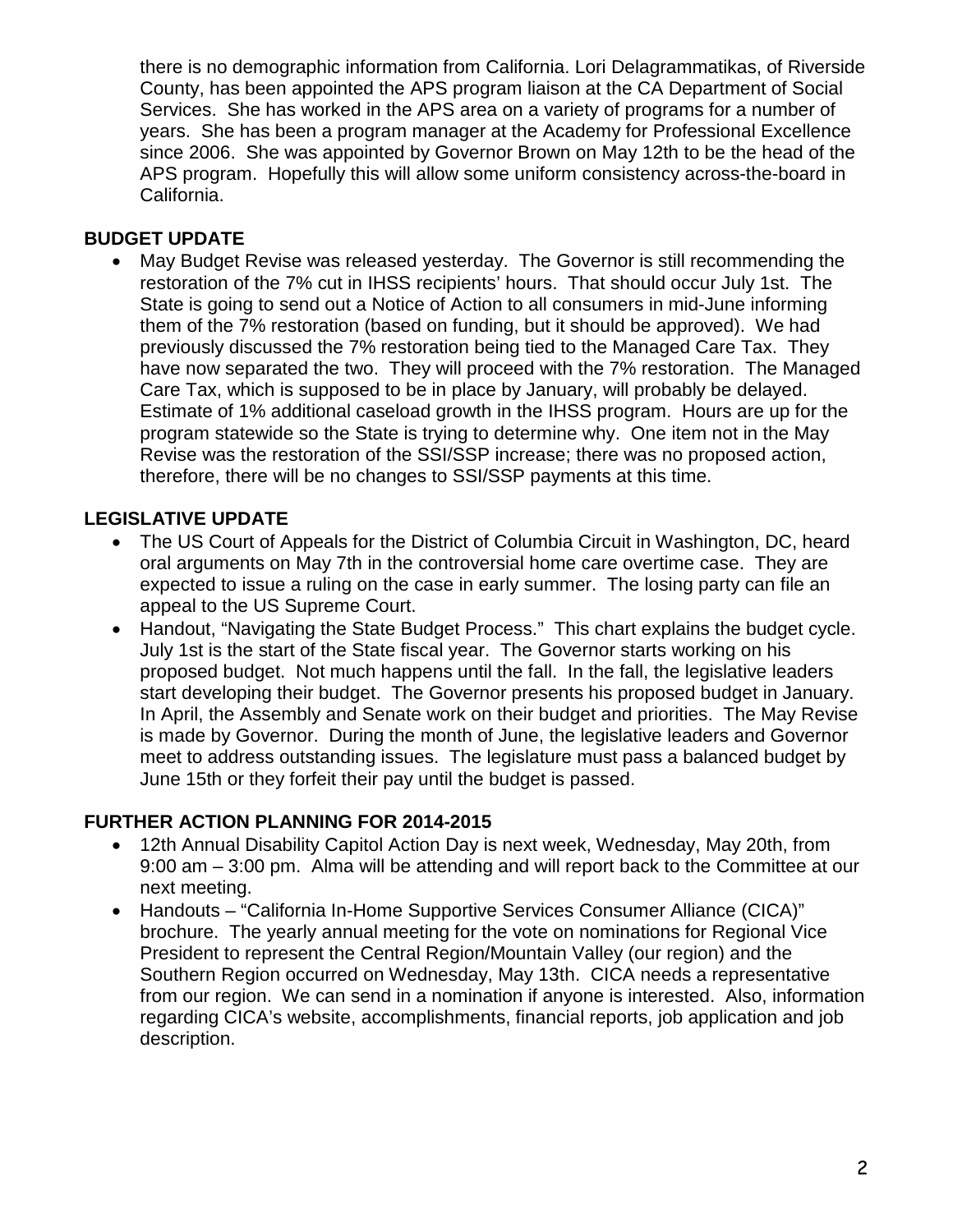there is no demographic information from California. Lori Delagrammatikas, of Riverside County, has been appointed the APS program liaison at the CA Department of Social Services. She has worked in the APS area on a variety of programs for a number of years. She has been a program manager at the Academy for Professional Excellence since 2006. She was appointed by Governor Brown on May 12th to be the head of the APS program. Hopefully this will allow some uniform consistency across-the-board in California.

**BUDGET UPDATE**

- May Budget Revise was released yesterday. The Governor is still recommending the restoration of the 7% cut in IHSS recipients' hours. That should occur July 1st. The State is going to send out a Notice of Action to all consumers in mid-June informing them of the 7% restoration (based on funding, but it should be approved). We had previously discussed the 7% restoration being tied to the Managed Care Tax. They have now separated the two. They will proceed with the 7% restoration. The Managed Care Tax, which is supposed to be in place by January, will probably be delayed. Estimate of 1% additional caseload growth in the IHSS program. Hours are up for the program statewide so the State is trying to determine why. One item not in the May Revise was the restoration of the SSI/SSP increase; there was no proposed action, therefore, there will be no changes to SSI/SSP payments at this time.

**LEGISLATIVE UPDATE**

- The US Court of Appeals for the District of Columbia Circuit in Washington, DC, heard oral arguments on May 7th in the controversial home care overtime case. They are expected to issue a ruling on the case in early summer. The losing party can file an appeal to the US Supreme Court.
- Handout, "Navigating the State Budget Process." This chart explains the budget cycle. July 1st is the start of the State fiscal year. The Governor starts working on his proposed budget. Not much happens until the fall. In the fall, the legislative leaders start developing their budget. The Governor presents his proposed budget in January. In April, the Assembly and Senate work on their budget and priorities. The May Revise is made by Governor. During the month of June, the legislative leaders and Governor meet to address outstanding issues. The legislature must pass a balanced budget by June 15th or they forfeit their pay until the budget is passed.

**FURTHER ACTION PLANNING FOR 2014-2015**

- 12th Annual Disability Capitol Action Day is next week, Wednesday, May 20th, from 9:00 am – 3:00 pm. Alma will be attending and will report back to the Committee at our next meeting.
- Handouts – "California In-Home Supportive Services Consumer Alliance (CICA)" brochure. The yearly annual meeting for the vote on nominations for Regional Vice President to represent the Central Region/Mountain Valley (our region) and the Southern Region occurred on Wednesday, May 13th. CICA needs a representative from our region. We can send in a nomination if anyone is interested. Also, information regarding CICA's website, accomplishments, financial reports, job application and job description.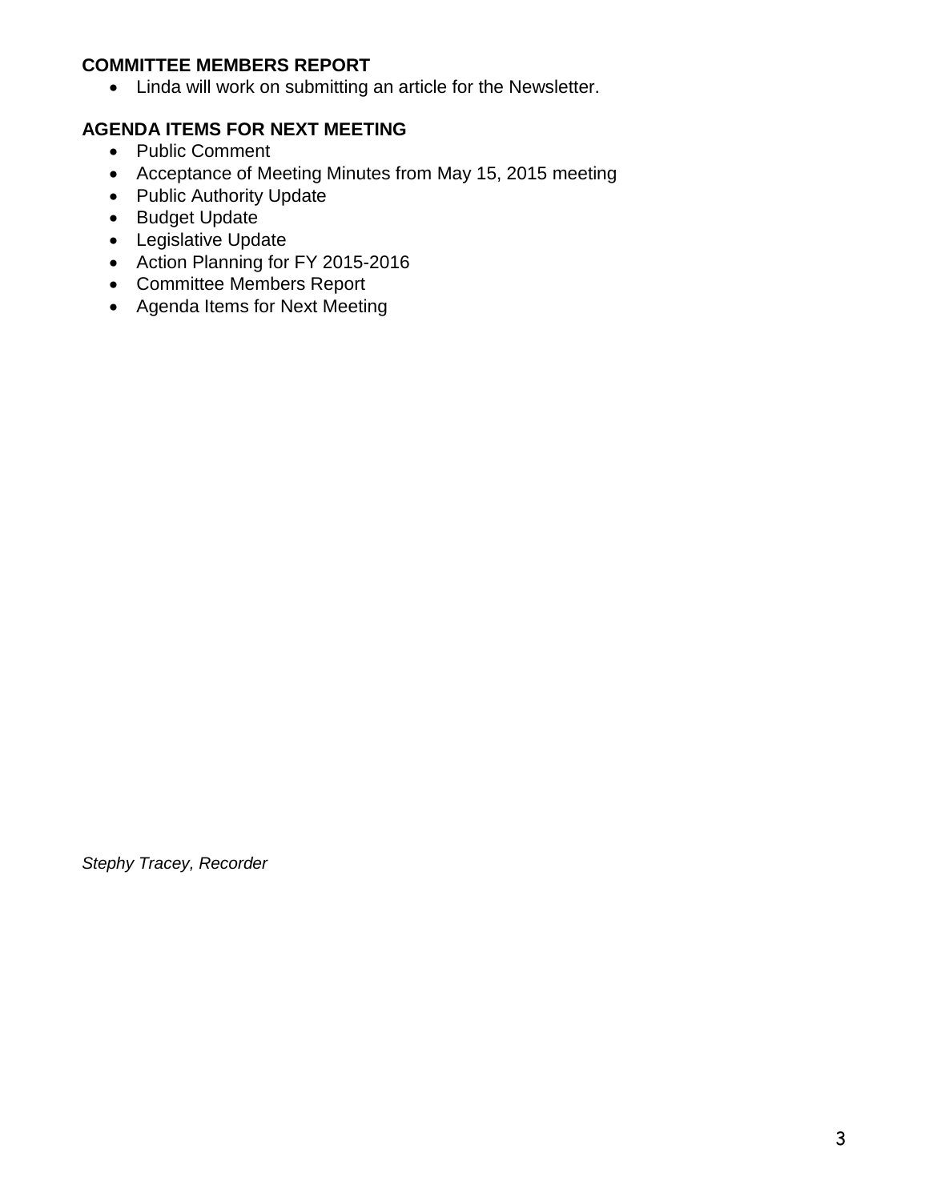**COMMITTEE MEMBERS REPORT**

- Linda will work on submitting an article for the Newsletter.

**AGENDA ITEMS FOR NEXT MEETING**

- Public Comment
- Acceptance of Meeting Minutes from May 15, 2015 meeting
- Public Authority Update
- Budget Update
- Legislative Update
- Action Planning for FY 2015-2016
- Committee Members Report
- Agenda Items for Next Meeting

*Stephy Tracey, Recorder*